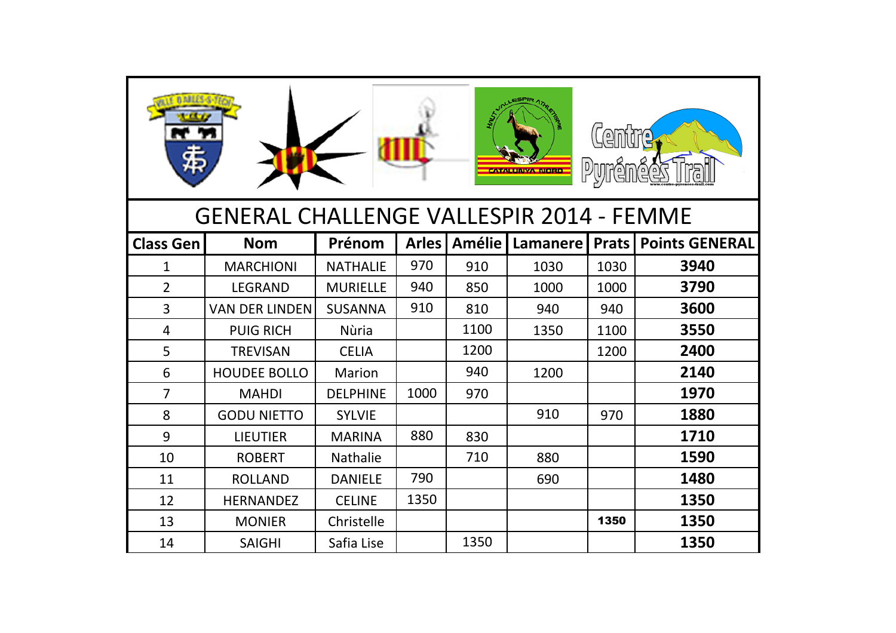# GENERAL CHALLENGE VALLESPIR 2014 - FEMME

| Class Gen | Nom | Prénom | Arles | Amélie | Lamanere | Prats | Points GENERAL |
|---|---|---|---|---|---|---|---|
| 1 | MARCHIONI | NATHALIE | 970 | 910 | 1030 | 1030 | **3940** |
| 2 | LEGRAND | MURIELLE | 940 | 850 | 1000 | 1000 | **3790** |
| 3 | VAN DER LINDEN | SUSANNA | 910 | 810 | 940 | 940 | **3600** |
| 4 | PUIG RICH | Nùria | | 1100 | 1350 | 1100 | **3550** |
| 5 | TREVISAN | CELIA | | 1200 | | 1200 | **2400** |
| 6 | HOUDEE BOLLO | Marion | | 940 | 1200 | | **2140** |
| 7 | MAHDI | DELPHINE | 1000 | 970 | | | **1970** |
| 8 | GODU NIETTO | SYLVIE | | | 910 | 970 | **1880** |
| 9 | LIEUTIER | MARINA | 880 | 830 | | | **1710** |
| 10 | ROBERT | Nathalie | | 710 | 880 | | **1590** |
| 11 | ROLLAND | DANIELE | 790 | | 690 | | **1480** |
| 12 | HERNANDEZ | CELINE | 1350 | | | | **1350** |
| 13 | MONIER | Christelle | | | | **1350** | **1350** |
| 14 | SAIGHI | Safia Lise | | 1350 | | | **1350** |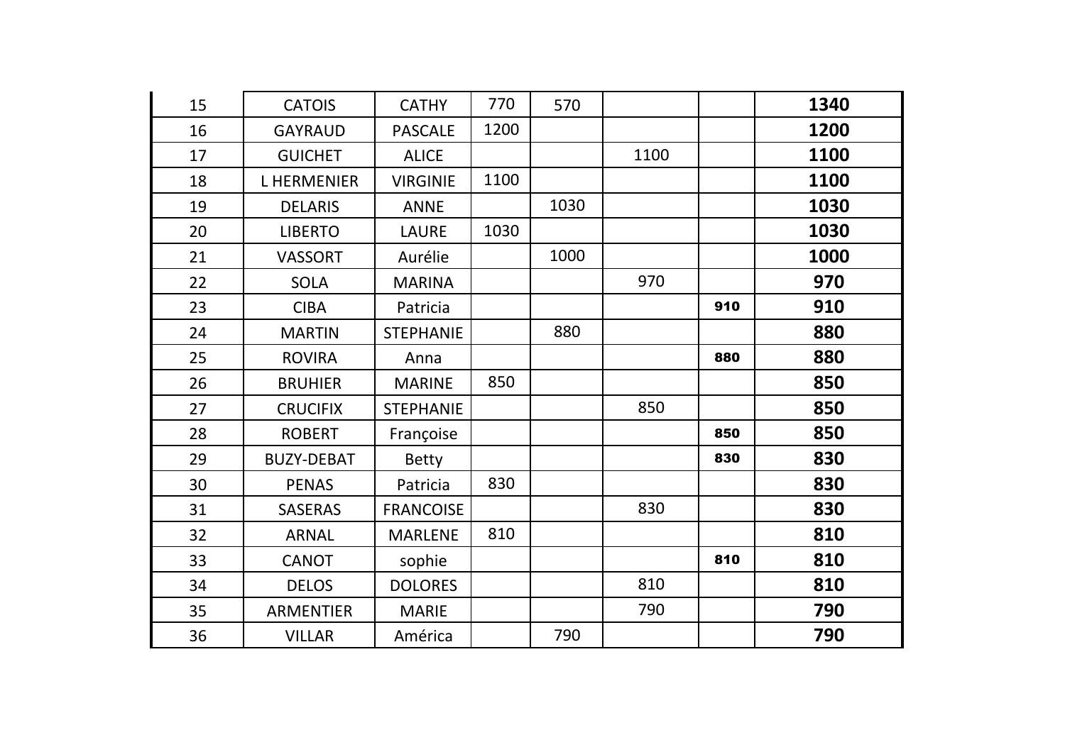| 15 | CATOIS | CATHY | 770 | 570 | | | **1340** |
|---|---|---|---|---|---|---|---|
| 16 | GAYRAUD | PASCALE | 1200 | | | | **1200** |
| 17 | GUICHET | ALICE | | | 1100 | | **1100** |
| 18 | L HERMENIER | VIRGINIE | 1100 | | | | **1100** |
| 19 | DELARIS | ANNE | | 1030 | | | **1030** |
| 20 | LIBERTO | LAURE | 1030 | | | | **1030** |
| 21 | VASSORT | Aurélie | | 1000 | | | **1000** |
| 22 | SOLA | MARINA | | | 970 | | **970** |
| 23 | CIBA | Patricia | | | | **910** | **910** |
| 24 | MARTIN | STEPHANIE | | 880 | | | **880** |
| 25 | ROVIRA | Anna | | | | **880** | **880** |
| 26 | BRUHIER | MARINE | 850 | | | | **850** |
| 27 | CRUCIFIX | STEPHANIE | | | 850 | | **850** |
| 28 | ROBERT | Françoise | | | | **850** | **850** |
| 29 | BUZY-DEBAT | Betty | | | | **830** | **830** |
| 30 | PENAS | Patricia | 830 | | | | **830** |
| 31 | SASERAS | FRANCOISE | | | 830 | | **830** |
| 32 | ARNAL | MARLENE | 810 | | | | **810** |
| 33 | CANOT | sophie | | | | **810** | **810** |
| 34 | DELOS | DOLORES | | | 810 | | **810** |
| 35 | ARMENTIER | MARIE | | | 790 | | **790** |
| 36 | VILLAR | América | | 790 | | | **790** |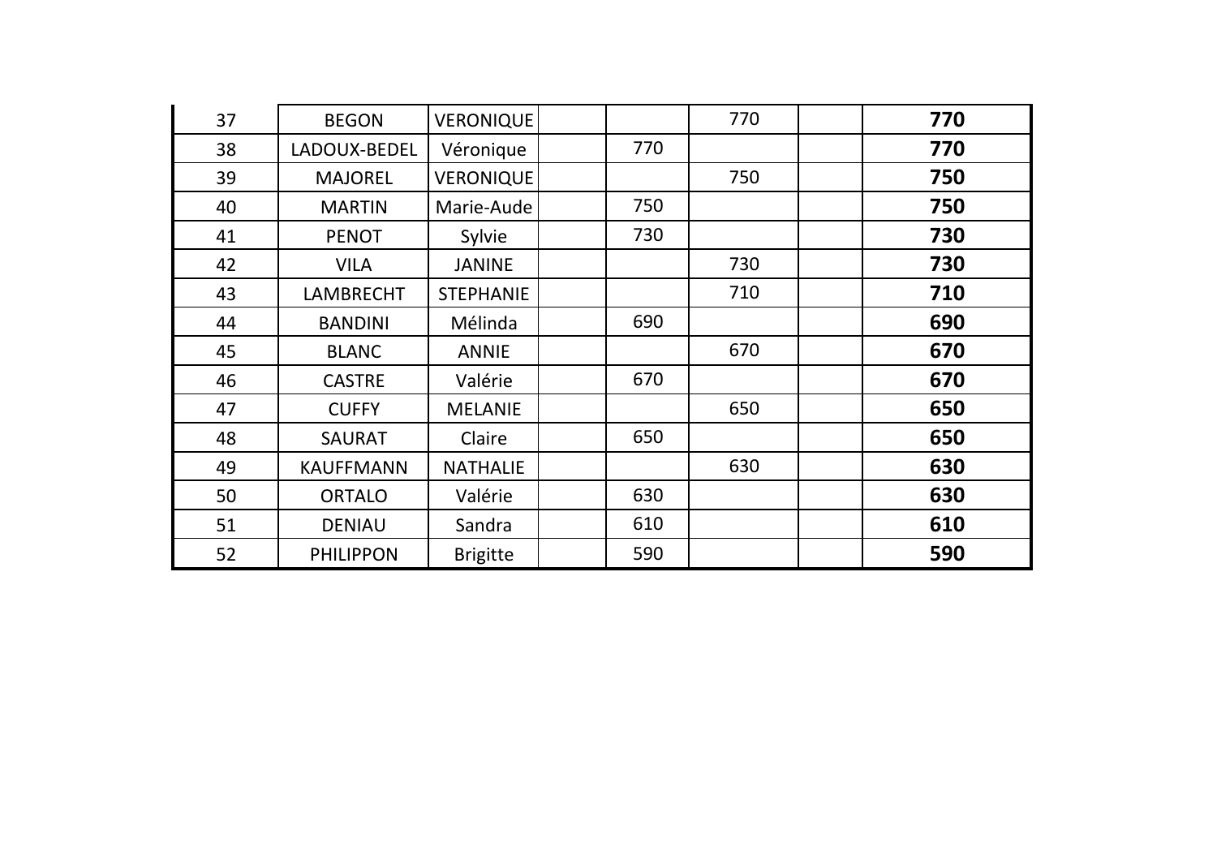| | | | | | | | |
|---|---|---|---|---|---|---|---|
| 37 | BEGON | VERONIQUE | | | 770 | | **770** |
| 38 | LADOUX-BEDEL | Véronique | | 770 | | | **770** |
| 39 | MAJOREL | VERONIQUE | | | 750 | | **750** |
| 40 | MARTIN | Marie-Aude | | 750 | | | **750** |
| 41 | PENOT | Sylvie | | 730 | | | **730** |
| 42 | VILA | JANINE | | | 730 | | **730** |
| 43 | LAMBRECHT | STEPHANIE | | | 710 | | **710** |
| 44 | BANDINI | Mélinda | | 690 | | | **690** |
| 45 | BLANC | ANNIE | | | 670 | | **670** |
| 46 | CASTRE | Valérie | | 670 | | | **670** |
| 47 | CUFFY | MELANIE | | | 650 | | **650** |
| 48 | SAURAT | Claire | | 650 | | | **650** |
| 49 | KAUFFMANN | NATHALIE | | | 630 | | **630** |
| 50 | ORTALO | Valérie | | 630 | | | **630** |
| 51 | DENIAU | Sandra | | 610 | | | **610** |
| 52 | PHILIPPON | Brigitte | | 590 | | | **590** |